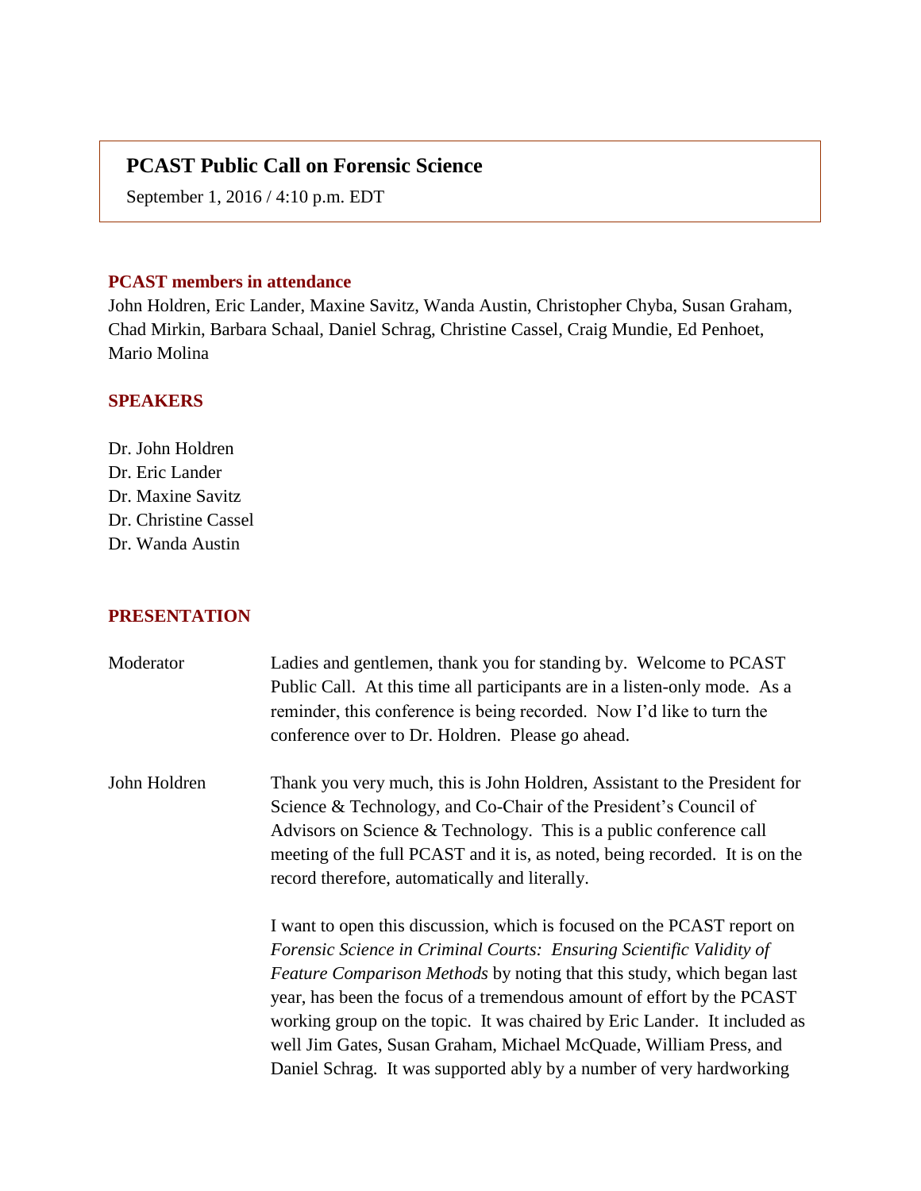# PCAST Public Call on Forensic Science

September 1, 2016 / 4:10 p.m. EDT

## PCAST members in attendance

John Holdren, Eric Lander, Maxine Savitz, Wanda Austin, Christopher Chyba, Susan Graham, Chad Mirkin, Barbara Schaal, Daniel Schrag, Christine Cassel, Craig Mundie, Ed Penhoet, Mario Molina

## SPEAKERS

Dr. John Holdren
Dr. Eric Lander
Dr. Maxine Savitz
Dr. Christine Cassel
Dr. Wanda Austin

## PRESENTATION

**Moderator** Ladies and gentlemen, thank you for standing by. Welcome to PCAST Public Call. At this time all participants are in a listen-only mode. As a reminder, this conference is being recorded. Now I'd like to turn the conference over to Dr. Holdren. Please go ahead.

**John Holdren** Thank you very much, this is John Holdren, Assistant to the President for Science & Technology, and Co-Chair of the President's Council of Advisors on Science & Technology. This is a public conference call meeting of the full PCAST and it is, as noted, being recorded. It is on the record therefore, automatically and literally.

I want to open this discussion, which is focused on the PCAST report on *Forensic Science in Criminal Courts: Ensuring Scientific Validity of Feature Comparison Methods* by noting that this study, which began last year, has been the focus of a tremendous amount of effort by the PCAST working group on the topic. It was chaired by Eric Lander. It included as well Jim Gates, Susan Graham, Michael McQuade, William Press, and Daniel Schrag. It was supported ably by a number of very hardworking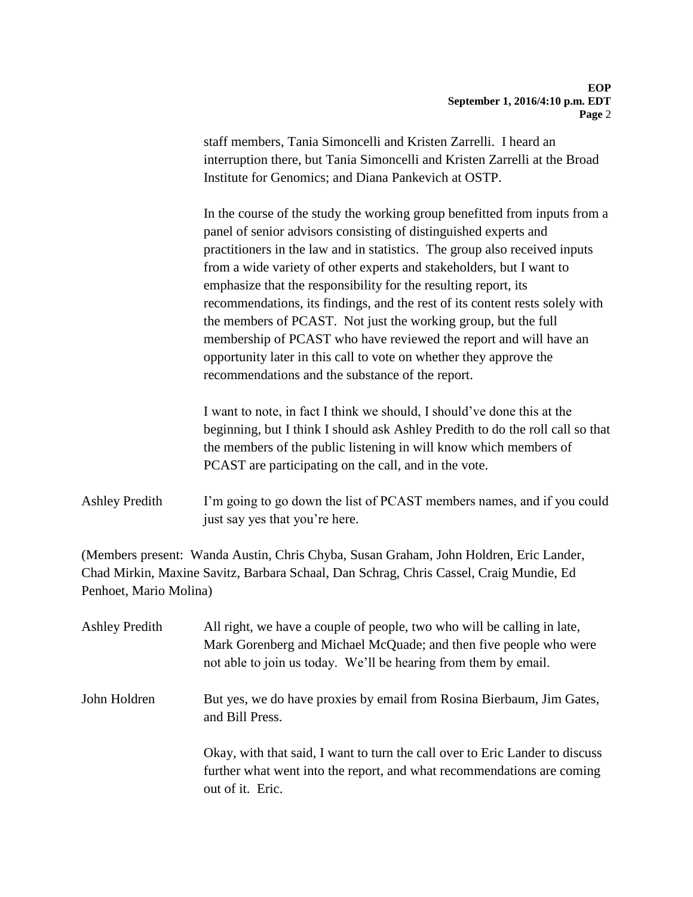staff members, Tania Simoncelli and Kristen Zarrelli. I heard an interruption there, but Tania Simoncelli and Kristen Zarrelli at the Broad Institute for Genomics; and Diana Pankevich at OSTP.

In the course of the study the working group benefitted from inputs from a panel of senior advisors consisting of distinguished experts and practitioners in the law and in statistics. The group also received inputs from a wide variety of other experts and stakeholders, but I want to emphasize that the responsibility for the resulting report, its recommendations, its findings, and the rest of its content rests solely with the members of PCAST. Not just the working group, but the full membership of PCAST who have reviewed the report and will have an opportunity later in this call to vote on whether they approve the recommendations and the substance of the report.

I want to note, in fact I think we should, I should've done this at the beginning, but I think I should ask Ashley Predith to do the roll call so that the members of the public listening in will know which members of PCAST are participating on the call, and in the vote.

Ashley Predith: I'm going to go down the list of PCAST members names, and if you could just say yes that you're here.

(Members present: Wanda Austin, Chris Chyba, Susan Graham, John Holdren, Eric Lander, Chad Mirkin, Maxine Savitz, Barbara Schaal, Dan Schrag, Chris Cassel, Craig Mundie, Ed Penhoet, Mario Molina)

Ashley Predith: All right, we have a couple of people, two who will be calling in late, Mark Gorenberg and Michael McQuade; and then five people who were not able to join us today. We'll be hearing from them by email.

John Holdren: But yes, we do have proxies by email from Rosina Bierbaum, Jim Gates, and Bill Press.

Okay, with that said, I want to turn the call over to Eric Lander to discuss further what went into the report, and what recommendations are coming out of it. Eric.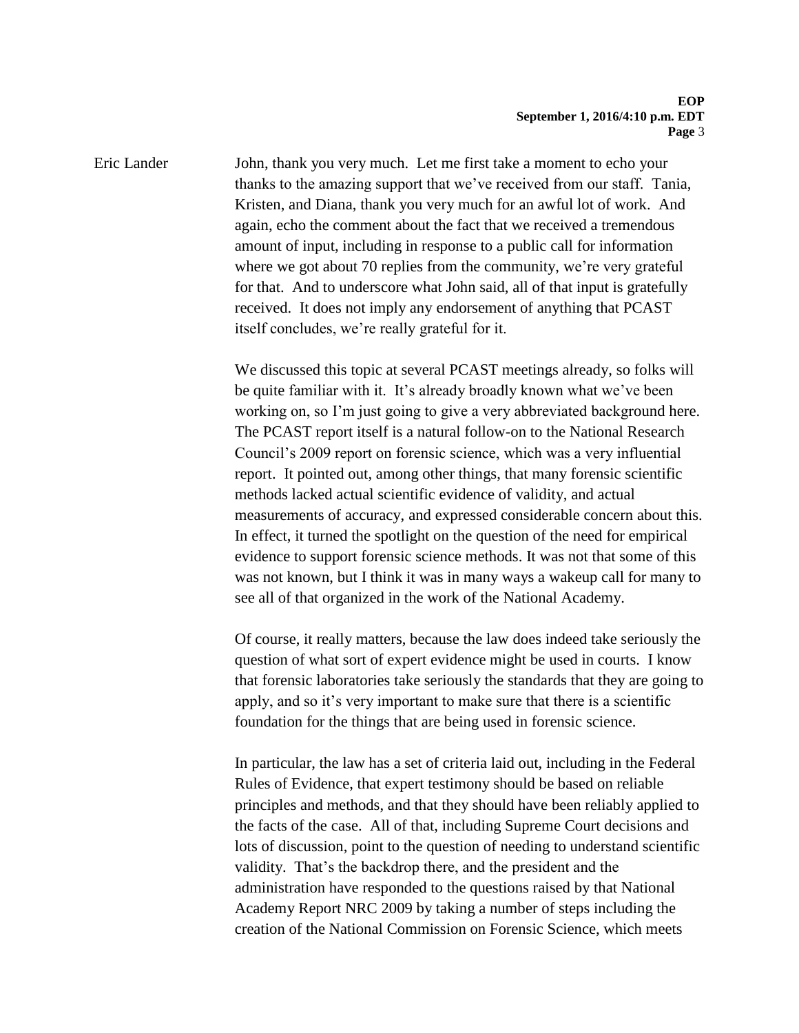Eric Lander

John, thank you very much. Let me first take a moment to echo your thanks to the amazing support that we've received from our staff. Tania, Kristen, and Diana, thank you very much for an awful lot of work. And again, echo the comment about the fact that we received a tremendous amount of input, including in response to a public call for information where we got about 70 replies from the community, we're very grateful for that. And to underscore what John said, all of that input is gratefully received. It does not imply any endorsement of anything that PCAST itself concludes, we're really grateful for it.

We discussed this topic at several PCAST meetings already, so folks will be quite familiar with it. It's already broadly known what we've been working on, so I'm just going to give a very abbreviated background here. The PCAST report itself is a natural follow-on to the National Research Council's 2009 report on forensic science, which was a very influential report. It pointed out, among other things, that many forensic scientific methods lacked actual scientific evidence of validity, and actual measurements of accuracy, and expressed considerable concern about this. In effect, it turned the spotlight on the question of the need for empirical evidence to support forensic science methods. It was not that some of this was not known, but I think it was in many ways a wakeup call for many to see all of that organized in the work of the National Academy.

Of course, it really matters, because the law does indeed take seriously the question of what sort of expert evidence might be used in courts. I know that forensic laboratories take seriously the standards that they are going to apply, and so it's very important to make sure that there is a scientific foundation for the things that are being used in forensic science.

In particular, the law has a set of criteria laid out, including in the Federal Rules of Evidence, that expert testimony should be based on reliable principles and methods, and that they should have been reliably applied to the facts of the case. All of that, including Supreme Court decisions and lots of discussion, point to the question of needing to understand scientific validity. That's the backdrop there, and the president and the administration have responded to the questions raised by that National Academy Report NRC 2009 by taking a number of steps including the creation of the National Commission on Forensic Science, which meets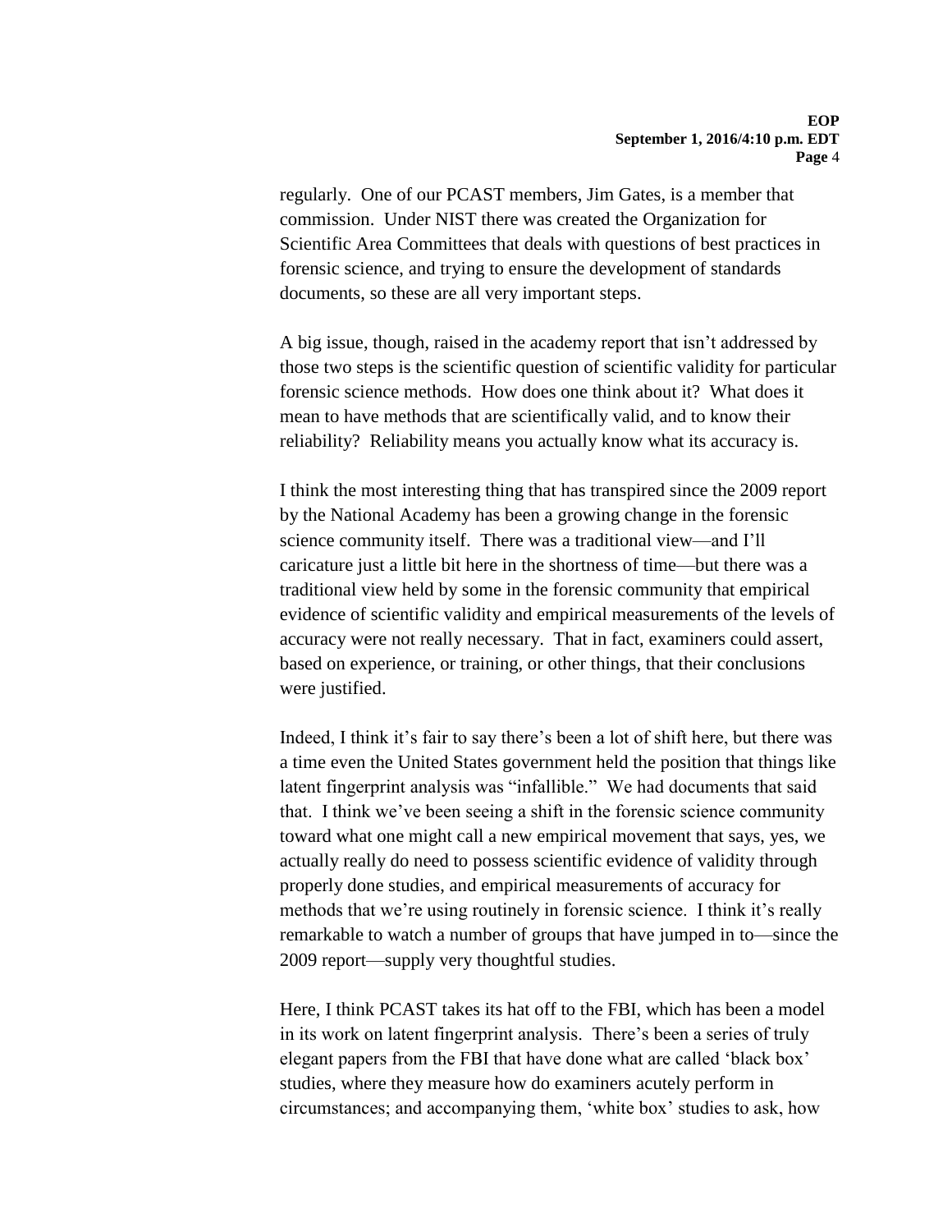regularly. One of our PCAST members, Jim Gates, is a member that commission. Under NIST there was created the Organization for Scientific Area Committees that deals with questions of best practices in forensic science, and trying to ensure the development of standards documents, so these are all very important steps.

A big issue, though, raised in the academy report that isn't addressed by those two steps is the scientific question of scientific validity for particular forensic science methods. How does one think about it? What does it mean to have methods that are scientifically valid, and to know their reliability? Reliability means you actually know what its accuracy is.

I think the most interesting thing that has transpired since the 2009 report by the National Academy has been a growing change in the forensic science community itself. There was a traditional view—and I'll caricature just a little bit here in the shortness of time—but there was a traditional view held by some in the forensic community that empirical evidence of scientific validity and empirical measurements of the levels of accuracy were not really necessary. That in fact, examiners could assert, based on experience, or training, or other things, that their conclusions were justified.

Indeed, I think it's fair to say there's been a lot of shift here, but there was a time even the United States government held the position that things like latent fingerprint analysis was "infallible." We had documents that said that. I think we've been seeing a shift in the forensic science community toward what one might call a new empirical movement that says, yes, we actually really do need to possess scientific evidence of validity through properly done studies, and empirical measurements of accuracy for methods that we're using routinely in forensic science. I think it's really remarkable to watch a number of groups that have jumped in to—since the 2009 report—supply very thoughtful studies.

Here, I think PCAST takes its hat off to the FBI, which has been a model in its work on latent fingerprint analysis. There's been a series of truly elegant papers from the FBI that have done what are called 'black box' studies, where they measure how do examiners acutely perform in circumstances; and accompanying them, 'white box' studies to ask, how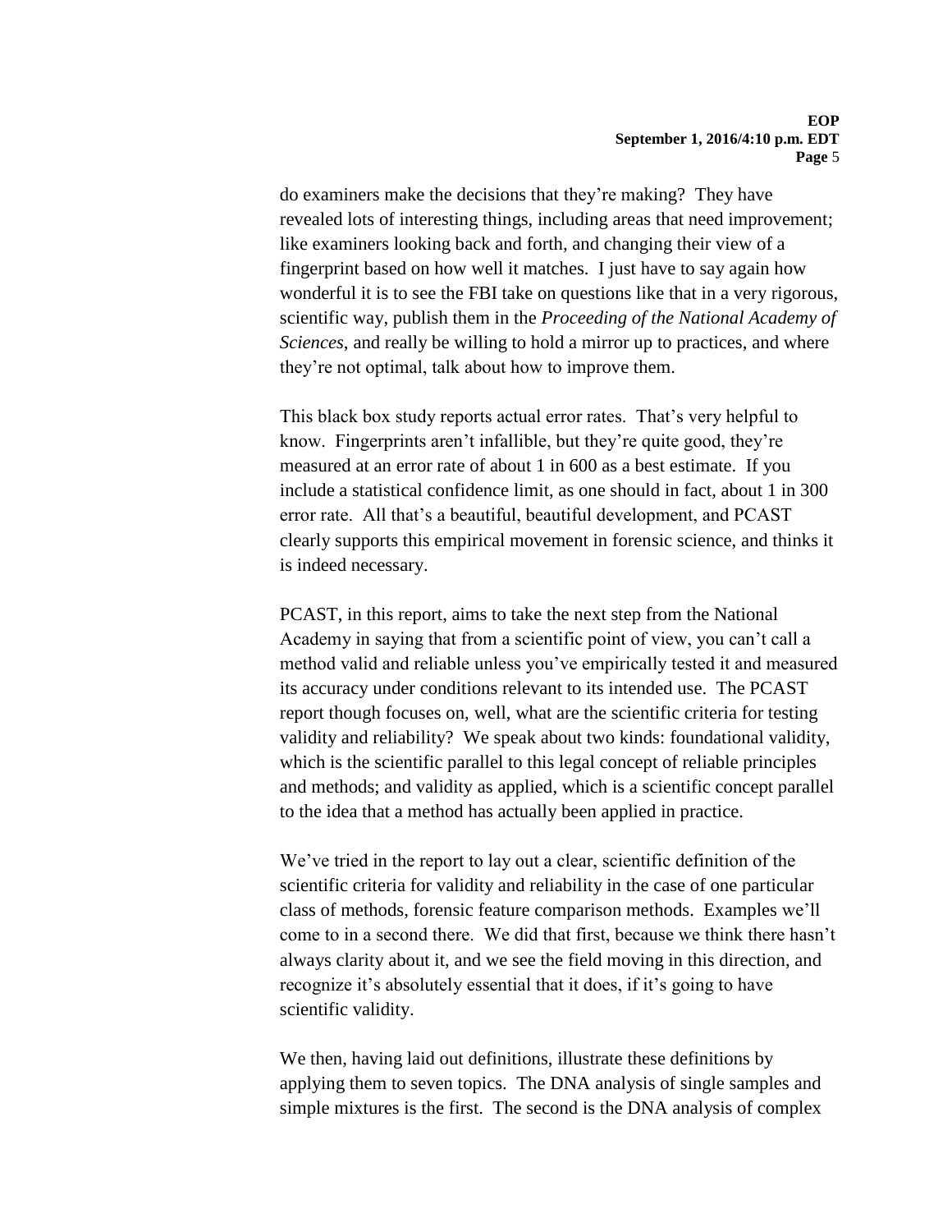do examiners make the decisions that they're making? They have revealed lots of interesting things, including areas that need improvement; like examiners looking back and forth, and changing their view of a fingerprint based on how well it matches. I just have to say again how wonderful it is to see the FBI take on questions like that in a very rigorous, scientific way, publish them in the *Proceeding of the National Academy of Sciences*, and really be willing to hold a mirror up to practices, and where they're not optimal, talk about how to improve them.

This black box study reports actual error rates. That's very helpful to know. Fingerprints aren't infallible, but they're quite good, they're measured at an error rate of about 1 in 600 as a best estimate. If you include a statistical confidence limit, as one should in fact, about 1 in 300 error rate. All that's a beautiful, beautiful development, and PCAST clearly supports this empirical movement in forensic science, and thinks it is indeed necessary.

PCAST, in this report, aims to take the next step from the National Academy in saying that from a scientific point of view, you can't call a method valid and reliable unless you've empirically tested it and measured its accuracy under conditions relevant to its intended use. The PCAST report though focuses on, well, what are the scientific criteria for testing validity and reliability? We speak about two kinds: foundational validity, which is the scientific parallel to this legal concept of reliable principles and methods; and validity as applied, which is a scientific concept parallel to the idea that a method has actually been applied in practice.

We've tried in the report to lay out a clear, scientific definition of the scientific criteria for validity and reliability in the case of one particular class of methods, forensic feature comparison methods. Examples we'll come to in a second there. We did that first, because we think there hasn't always clarity about it, and we see the field moving in this direction, and recognize it's absolutely essential that it does, if it's going to have scientific validity.

We then, having laid out definitions, illustrate these definitions by applying them to seven topics. The DNA analysis of single samples and simple mixtures is the first. The second is the DNA analysis of complex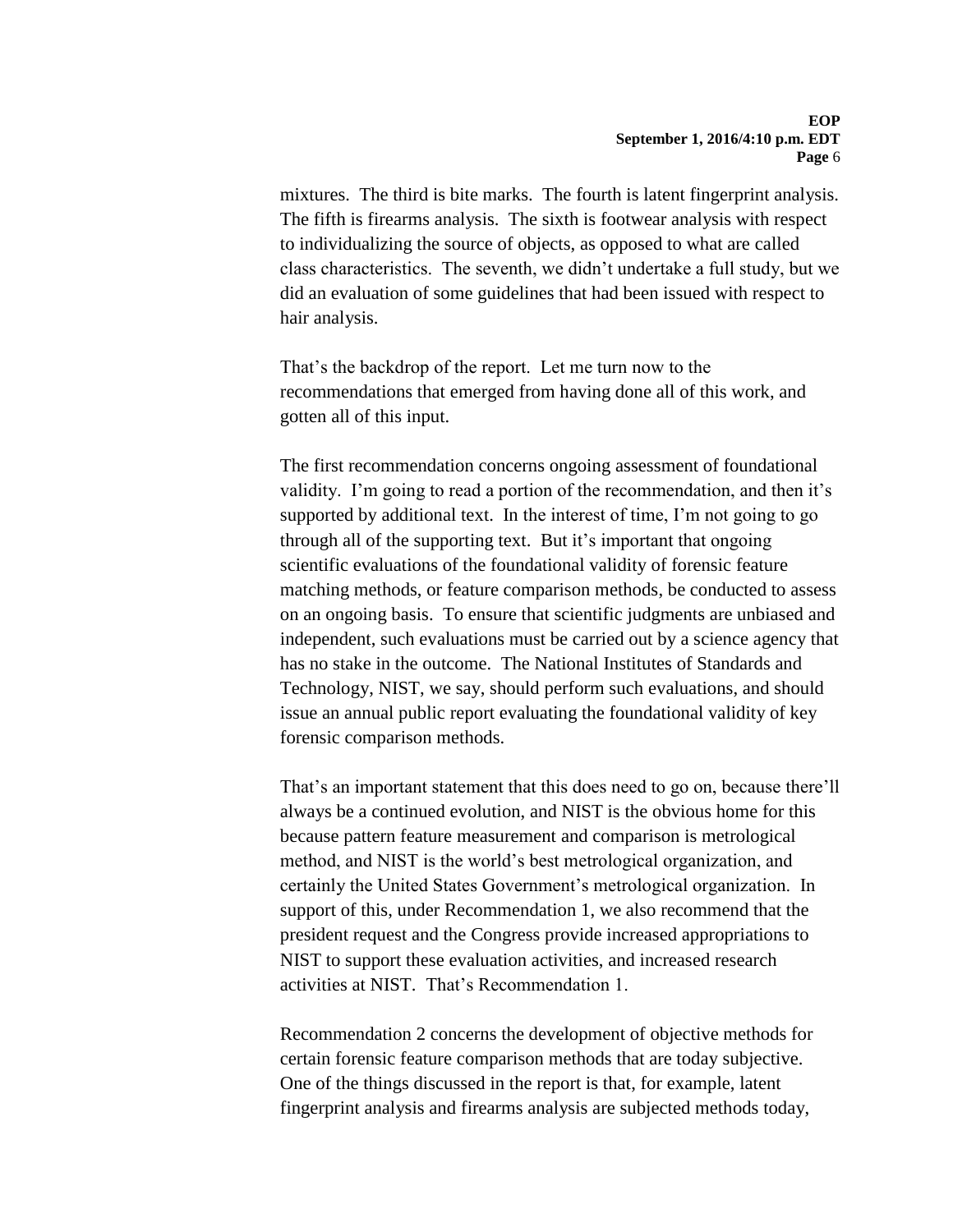mixtures. The third is bite marks. The fourth is latent fingerprint analysis. The fifth is firearms analysis. The sixth is footwear analysis with respect to individualizing the source of objects, as opposed to what are called class characteristics. The seventh, we didn't undertake a full study, but we did an evaluation of some guidelines that had been issued with respect to hair analysis.

That's the backdrop of the report. Let me turn now to the recommendations that emerged from having done all of this work, and gotten all of this input.

The first recommendation concerns ongoing assessment of foundational validity. I'm going to read a portion of the recommendation, and then it's supported by additional text. In the interest of time, I'm not going to go through all of the supporting text. But it's important that ongoing scientific evaluations of the foundational validity of forensic feature matching methods, or feature comparison methods, be conducted to assess on an ongoing basis. To ensure that scientific judgments are unbiased and independent, such evaluations must be carried out by a science agency that has no stake in the outcome. The National Institutes of Standards and Technology, NIST, we say, should perform such evaluations, and should issue an annual public report evaluating the foundational validity of key forensic comparison methods.

That's an important statement that this does need to go on, because there'll always be a continued evolution, and NIST is the obvious home for this because pattern feature measurement and comparison is metrological method, and NIST is the world's best metrological organization, and certainly the United States Government's metrological organization. In support of this, under Recommendation 1, we also recommend that the president request and the Congress provide increased appropriations to NIST to support these evaluation activities, and increased research activities at NIST. That's Recommendation 1.

Recommendation 2 concerns the development of objective methods for certain forensic feature comparison methods that are today subjective. One of the things discussed in the report is that, for example, latent fingerprint analysis and firearms analysis are subjected methods today,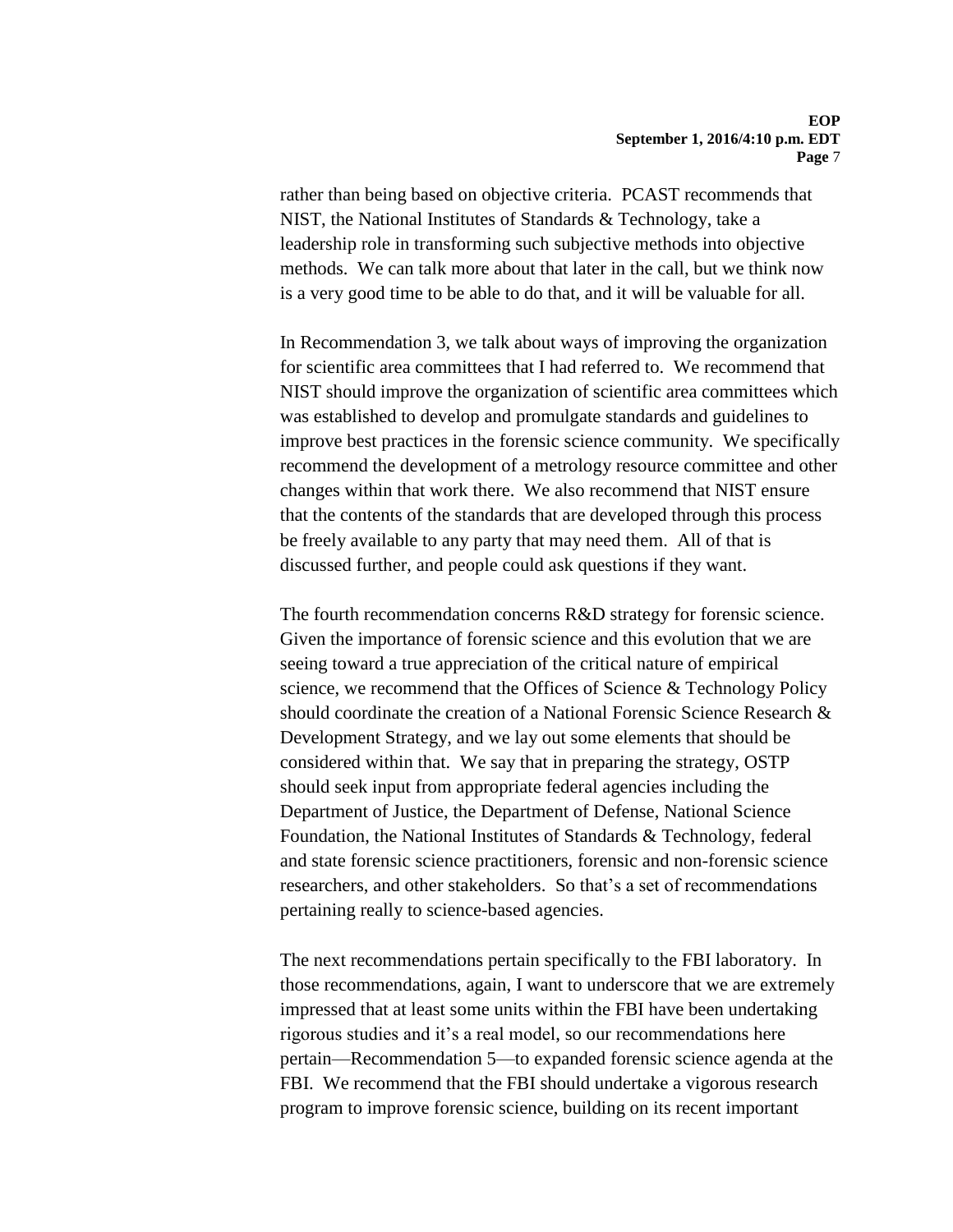rather than being based on objective criteria. PCAST recommends that NIST, the National Institutes of Standards & Technology, take a leadership role in transforming such subjective methods into objective methods. We can talk more about that later in the call, but we think now is a very good time to be able to do that, and it will be valuable for all.

In Recommendation 3, we talk about ways of improving the organization for scientific area committees that I had referred to. We recommend that NIST should improve the organization of scientific area committees which was established to develop and promulgate standards and guidelines to improve best practices in the forensic science community. We specifically recommend the development of a metrology resource committee and other changes within that work there. We also recommend that NIST ensure that the contents of the standards that are developed through this process be freely available to any party that may need them. All of that is discussed further, and people could ask questions if they want.

The fourth recommendation concerns R&D strategy for forensic science. Given the importance of forensic science and this evolution that we are seeing toward a true appreciation of the critical nature of empirical science, we recommend that the Offices of Science & Technology Policy should coordinate the creation of a National Forensic Science Research & Development Strategy, and we lay out some elements that should be considered within that. We say that in preparing the strategy, OSTP should seek input from appropriate federal agencies including the Department of Justice, the Department of Defense, National Science Foundation, the National Institutes of Standards & Technology, federal and state forensic science practitioners, forensic and non-forensic science researchers, and other stakeholders. So that's a set of recommendations pertaining really to science-based agencies.

The next recommendations pertain specifically to the FBI laboratory. In those recommendations, again, I want to underscore that we are extremely impressed that at least some units within the FBI have been undertaking rigorous studies and it's a real model, so our recommendations here pertain—Recommendation 5—to expanded forensic science agenda at the FBI. We recommend that the FBI should undertake a vigorous research program to improve forensic science, building on its recent important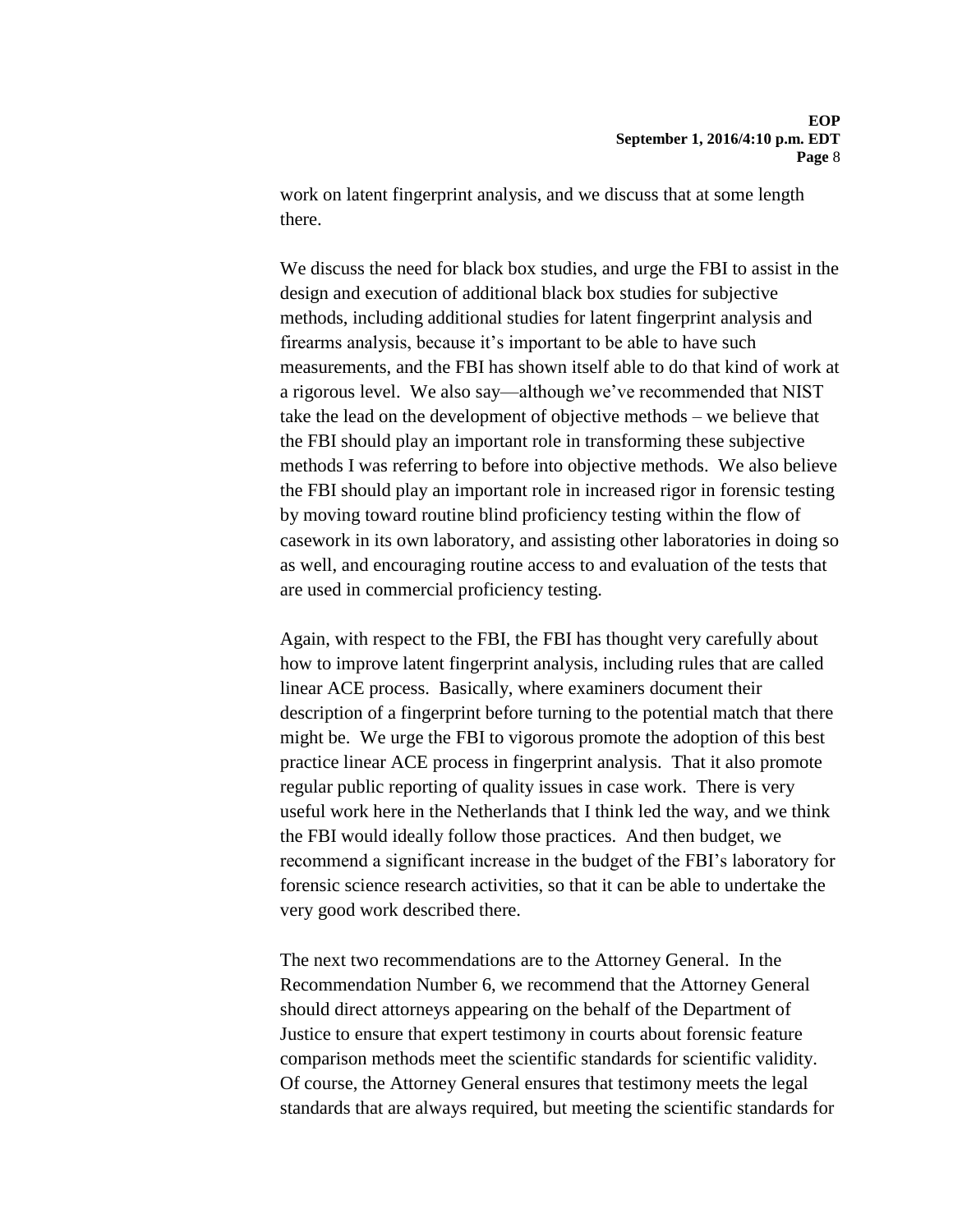work on latent fingerprint analysis, and we discuss that at some length there.

We discuss the need for black box studies, and urge the FBI to assist in the design and execution of additional black box studies for subjective methods, including additional studies for latent fingerprint analysis and firearms analysis, because it's important to be able to have such measurements, and the FBI has shown itself able to do that kind of work at a rigorous level. We also say—although we've recommended that NIST take the lead on the development of objective methods – we believe that the FBI should play an important role in transforming these subjective methods I was referring to before into objective methods. We also believe the FBI should play an important role in increased rigor in forensic testing by moving toward routine blind proficiency testing within the flow of casework in its own laboratory, and assisting other laboratories in doing so as well, and encouraging routine access to and evaluation of the tests that are used in commercial proficiency testing.

Again, with respect to the FBI, the FBI has thought very carefully about how to improve latent fingerprint analysis, including rules that are called linear ACE process. Basically, where examiners document their description of a fingerprint before turning to the potential match that there might be. We urge the FBI to vigorous promote the adoption of this best practice linear ACE process in fingerprint analysis. That it also promote regular public reporting of quality issues in case work. There is very useful work here in the Netherlands that I think led the way, and we think the FBI would ideally follow those practices. And then budget, we recommend a significant increase in the budget of the FBI's laboratory for forensic science research activities, so that it can be able to undertake the very good work described there.

The next two recommendations are to the Attorney General. In the Recommendation Number 6, we recommend that the Attorney General should direct attorneys appearing on the behalf of the Department of Justice to ensure that expert testimony in courts about forensic feature comparison methods meet the scientific standards for scientific validity. Of course, the Attorney General ensures that testimony meets the legal standards that are always required, but meeting the scientific standards for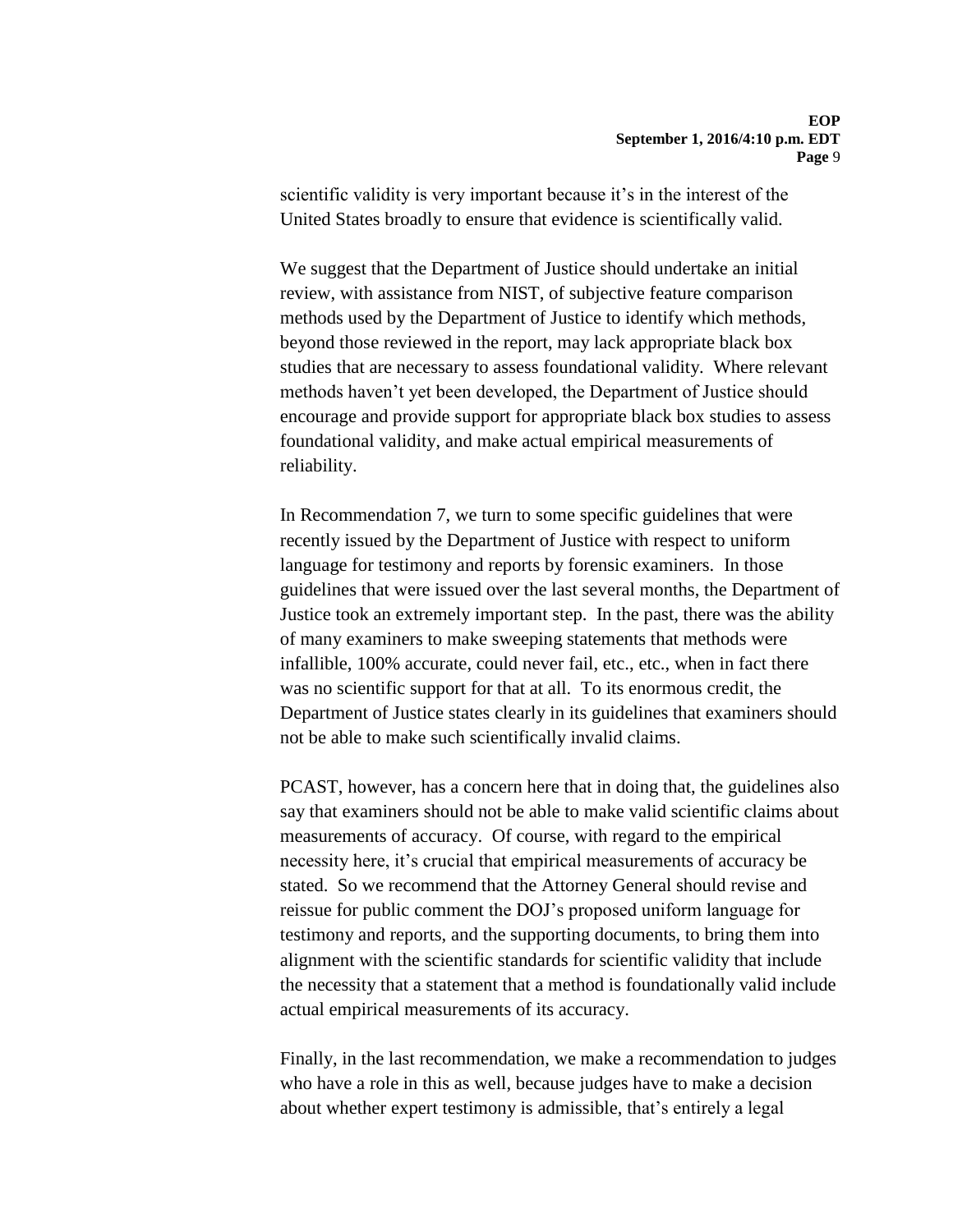scientific validity is very important because it's in the interest of the United States broadly to ensure that evidence is scientifically valid.

We suggest that the Department of Justice should undertake an initial review, with assistance from NIST, of subjective feature comparison methods used by the Department of Justice to identify which methods, beyond those reviewed in the report, may lack appropriate black box studies that are necessary to assess foundational validity. Where relevant methods haven't yet been developed, the Department of Justice should encourage and provide support for appropriate black box studies to assess foundational validity, and make actual empirical measurements of reliability.

In Recommendation 7, we turn to some specific guidelines that were recently issued by the Department of Justice with respect to uniform language for testimony and reports by forensic examiners. In those guidelines that were issued over the last several months, the Department of Justice took an extremely important step. In the past, there was the ability of many examiners to make sweeping statements that methods were infallible, 100% accurate, could never fail, etc., etc., when in fact there was no scientific support for that at all. To its enormous credit, the Department of Justice states clearly in its guidelines that examiners should not be able to make such scientifically invalid claims.

PCAST, however, has a concern here that in doing that, the guidelines also say that examiners should not be able to make valid scientific claims about measurements of accuracy. Of course, with regard to the empirical necessity here, it's crucial that empirical measurements of accuracy be stated. So we recommend that the Attorney General should revise and reissue for public comment the DOJ's proposed uniform language for testimony and reports, and the supporting documents, to bring them into alignment with the scientific standards for scientific validity that include the necessity that a statement that a method is foundationally valid include actual empirical measurements of its accuracy.

Finally, in the last recommendation, we make a recommendation to judges who have a role in this as well, because judges have to make a decision about whether expert testimony is admissible, that's entirely a legal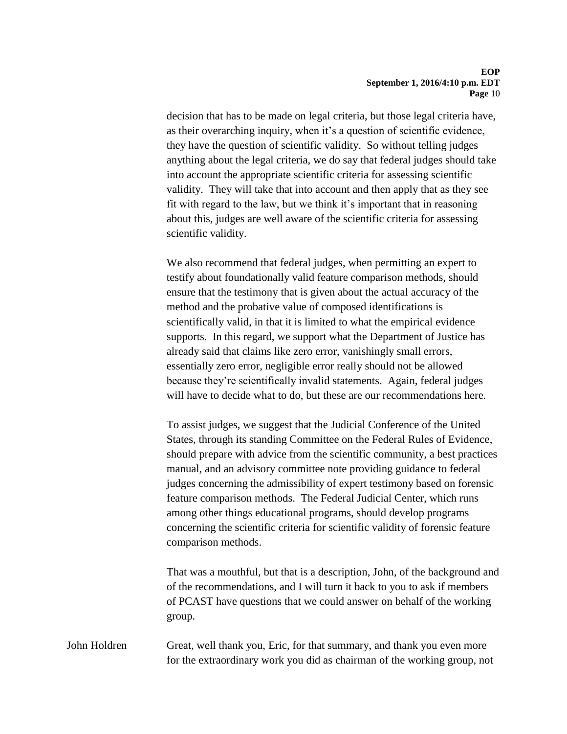decision that has to be made on legal criteria, but those legal criteria have, as their overarching inquiry, when it's a question of scientific evidence, they have the question of scientific validity. So without telling judges anything about the legal criteria, we do say that federal judges should take into account the appropriate scientific criteria for assessing scientific validity. They will take that into account and then apply that as they see fit with regard to the law, but we think it's important that in reasoning about this, judges are well aware of the scientific criteria for assessing scientific validity.

We also recommend that federal judges, when permitting an expert to testify about foundationally valid feature comparison methods, should ensure that the testimony that is given about the actual accuracy of the method and the probative value of composed identifications is scientifically valid, in that it is limited to what the empirical evidence supports. In this regard, we support what the Department of Justice has already said that claims like zero error, vanishingly small errors, essentially zero error, negligible error really should not be allowed because they're scientifically invalid statements. Again, federal judges will have to decide what to do, but these are our recommendations here.

To assist judges, we suggest that the Judicial Conference of the United States, through its standing Committee on the Federal Rules of Evidence, should prepare with advice from the scientific community, a best practices manual, and an advisory committee note providing guidance to federal judges concerning the admissibility of expert testimony based on forensic feature comparison methods. The Federal Judicial Center, which runs among other things educational programs, should develop programs concerning the scientific criteria for scientific validity of forensic feature comparison methods.

That was a mouthful, but that is a description, John, of the background and of the recommendations, and I will turn it back to you to ask if members of PCAST have questions that we could answer on behalf of the working group.

John Holdren: Great, well thank you, Eric, for that summary, and thank you even more for the extraordinary work you did as chairman of the working group, not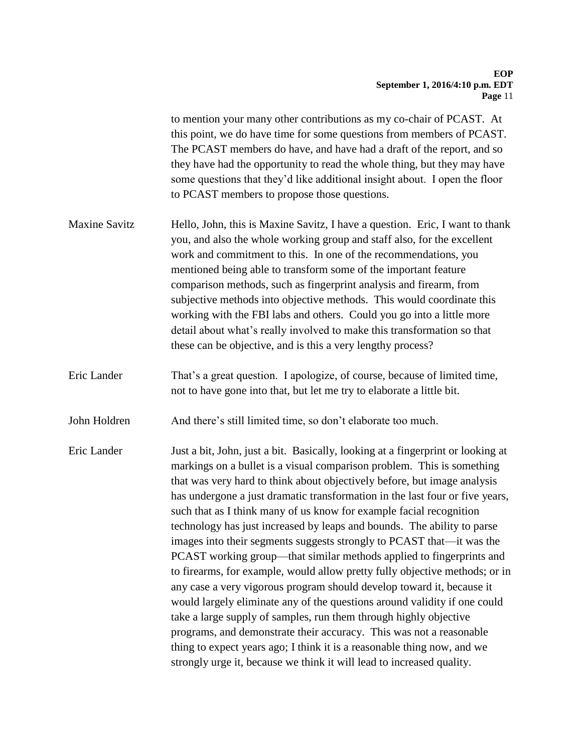to mention your many other contributions as my co-chair of PCAST. At this point, we do have time for some questions from members of PCAST. The PCAST members do have, and have had a draft of the report, and so they have had the opportunity to read the whole thing, but they may have some questions that they'd like additional insight about. I open the floor to PCAST members to propose those questions.

**Maxine Savitz**: Hello, John, this is Maxine Savitz, I have a question. Eric, I want to thank you, and also the whole working group and staff also, for the excellent work and commitment to this. In one of the recommendations, you mentioned being able to transform some of the important feature comparison methods, such as fingerprint analysis and firearm, from subjective methods into objective methods. This would coordinate this working with the FBI labs and others. Could you go into a little more detail about what's really involved to make this transformation so that these can be objective, and is this a very lengthy process?

**Eric Lander**: That's a great question. I apologize, of course, because of limited time, not to have gone into that, but let me try to elaborate a little bit.

**John Holdren**: And there's still limited time, so don't elaborate too much.

**Eric Lander**: Just a bit, John, just a bit. Basically, looking at a fingerprint or looking at markings on a bullet is a visual comparison problem. This is something that was very hard to think about objectively before, but image analysis has undergone a just dramatic transformation in the last four or five years, such that as I think many of us know for example facial recognition technology has just increased by leaps and bounds. The ability to parse images into their segments suggests strongly to PCAST that—it was the PCAST working group—that similar methods applied to fingerprints and to firearms, for example, would allow pretty fully objective methods; or in any case a very vigorous program should develop toward it, because it would largely eliminate any of the questions around validity if one could take a large supply of samples, run them through highly objective programs, and demonstrate their accuracy. This was not a reasonable thing to expect years ago; I think it is a reasonable thing now, and we strongly urge it, because we think it will lead to increased quality.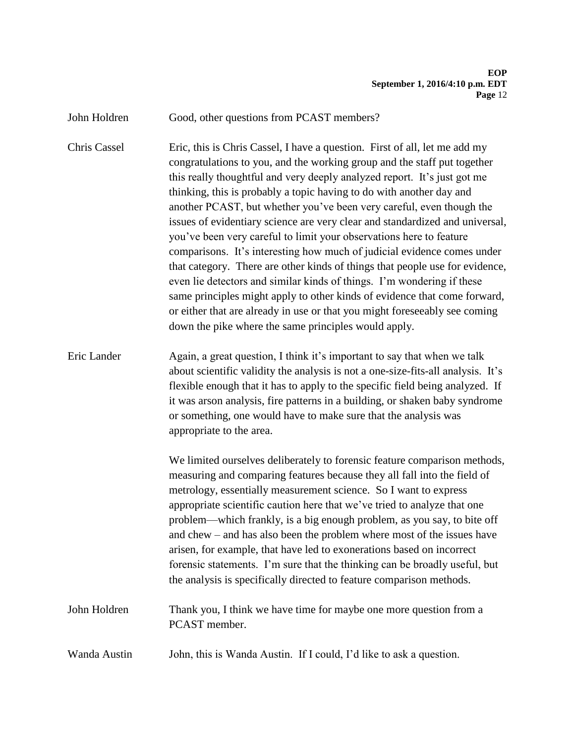John Holdren: Good, other questions from PCAST members?

Chris Cassel: Eric, this is Chris Cassel, I have a question. First of all, let me add my congratulations to you, and the working group and the staff put together this really thoughtful and very deeply analyzed report. It's just got me thinking, this is probably a topic having to do with another day and another PCAST, but whether you've been very careful, even though the issues of evidentiary science are very clear and standardized and universal, you've been very careful to limit your observations here to feature comparisons. It's interesting how much of judicial evidence comes under that category. There are other kinds of things that people use for evidence, even lie detectors and similar kinds of things. I'm wondering if these same principles might apply to other kinds of evidence that come forward, or either that are already in use or that you might foreseeably see coming down the pike where the same principles would apply.

Eric Lander: Again, a great question, I think it's important to say that when we talk about scientific validity the analysis is not a one-size-fits-all analysis. It's flexible enough that it has to apply to the specific field being analyzed. If it was arson analysis, fire patterns in a building, or shaken baby syndrome or something, one would have to make sure that the analysis was appropriate to the area.

We limited ourselves deliberately to forensic feature comparison methods, measuring and comparing features because they all fall into the field of metrology, essentially measurement science. So I want to express appropriate scientific caution here that we've tried to analyze that one problem—which frankly, is a big enough problem, as you say, to bite off and chew – and has also been the problem where most of the issues have arisen, for example, that have led to exonerations based on incorrect forensic statements. I'm sure that the thinking can be broadly useful, but the analysis is specifically directed to feature comparison methods.

John Holdren: Thank you, I think we have time for maybe one more question from a PCAST member.

Wanda Austin: John, this is Wanda Austin. If I could, I'd like to ask a question.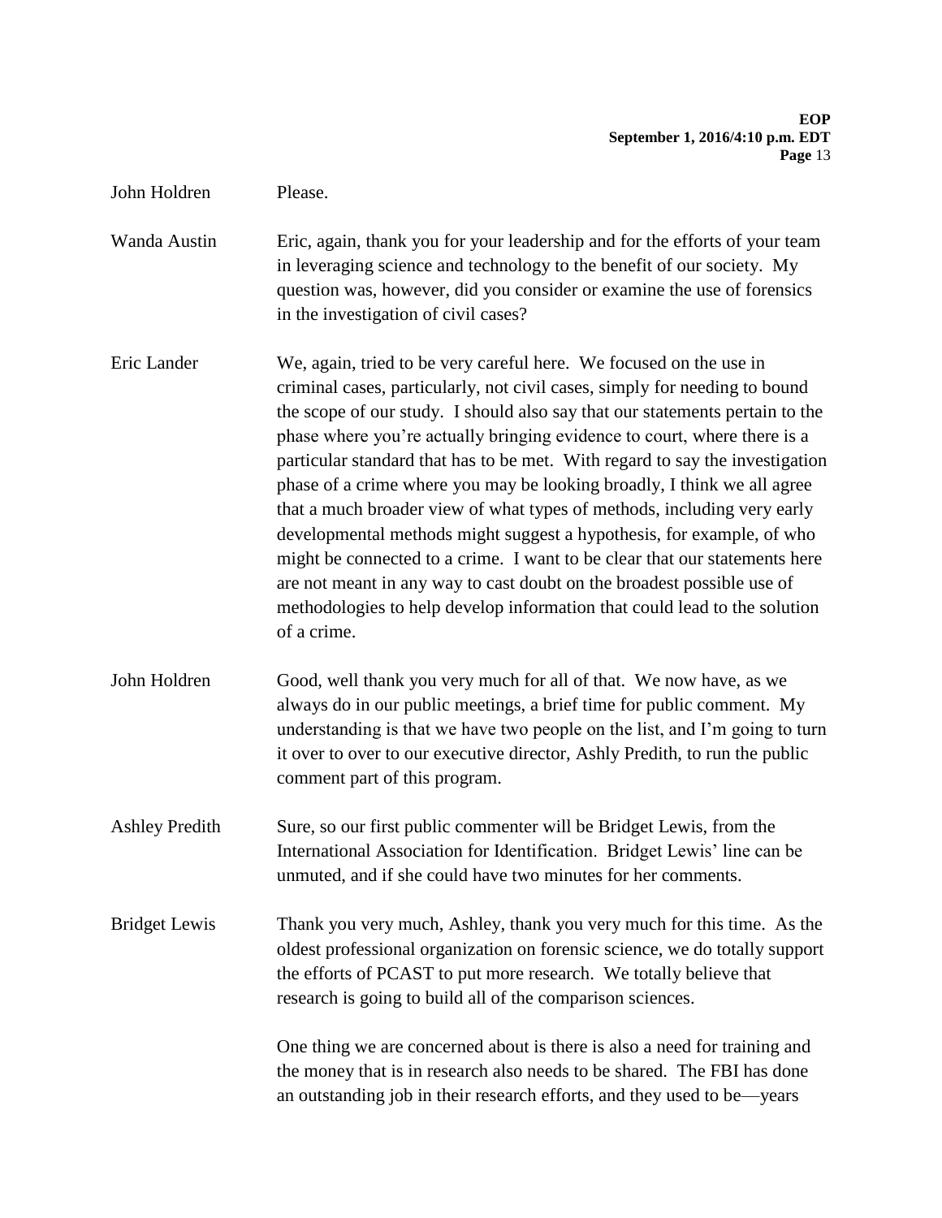John Holdren Please.

Wanda Austin Eric, again, thank you for your leadership and for the efforts of your team in leveraging science and technology to the benefit of our society. My question was, however, did you consider or examine the use of forensics in the investigation of civil cases?

Eric Lander We, again, tried to be very careful here. We focused on the use in criminal cases, particularly, not civil cases, simply for needing to bound the scope of our study. I should also say that our statements pertain to the phase where you're actually bringing evidence to court, where there is a particular standard that has to be met. With regard to say the investigation phase of a crime where you may be looking broadly, I think we all agree that a much broader view of what types of methods, including very early developmental methods might suggest a hypothesis, for example, of who might be connected to a crime. I want to be clear that our statements here are not meant in any way to cast doubt on the broadest possible use of methodologies to help develop information that could lead to the solution of a crime.

John Holdren Good, well thank you very much for all of that. We now have, as we always do in our public meetings, a brief time for public comment. My understanding is that we have two people on the list, and I'm going to turn it over to over to our executive director, Ashly Predith, to run the public comment part of this program.

Ashley Predith Sure, so our first public commenter will be Bridget Lewis, from the International Association for Identification. Bridget Lewis' line can be unmuted, and if she could have two minutes for her comments.

Bridget Lewis Thank you very much, Ashley, thank you very much for this time. As the oldest professional organization on forensic science, we do totally support the efforts of PCAST to put more research. We totally believe that research is going to build all of the comparison sciences.

One thing we are concerned about is there is also a need for training and the money that is in research also needs to be shared. The FBI has done an outstanding job in their research efforts, and they used to be—years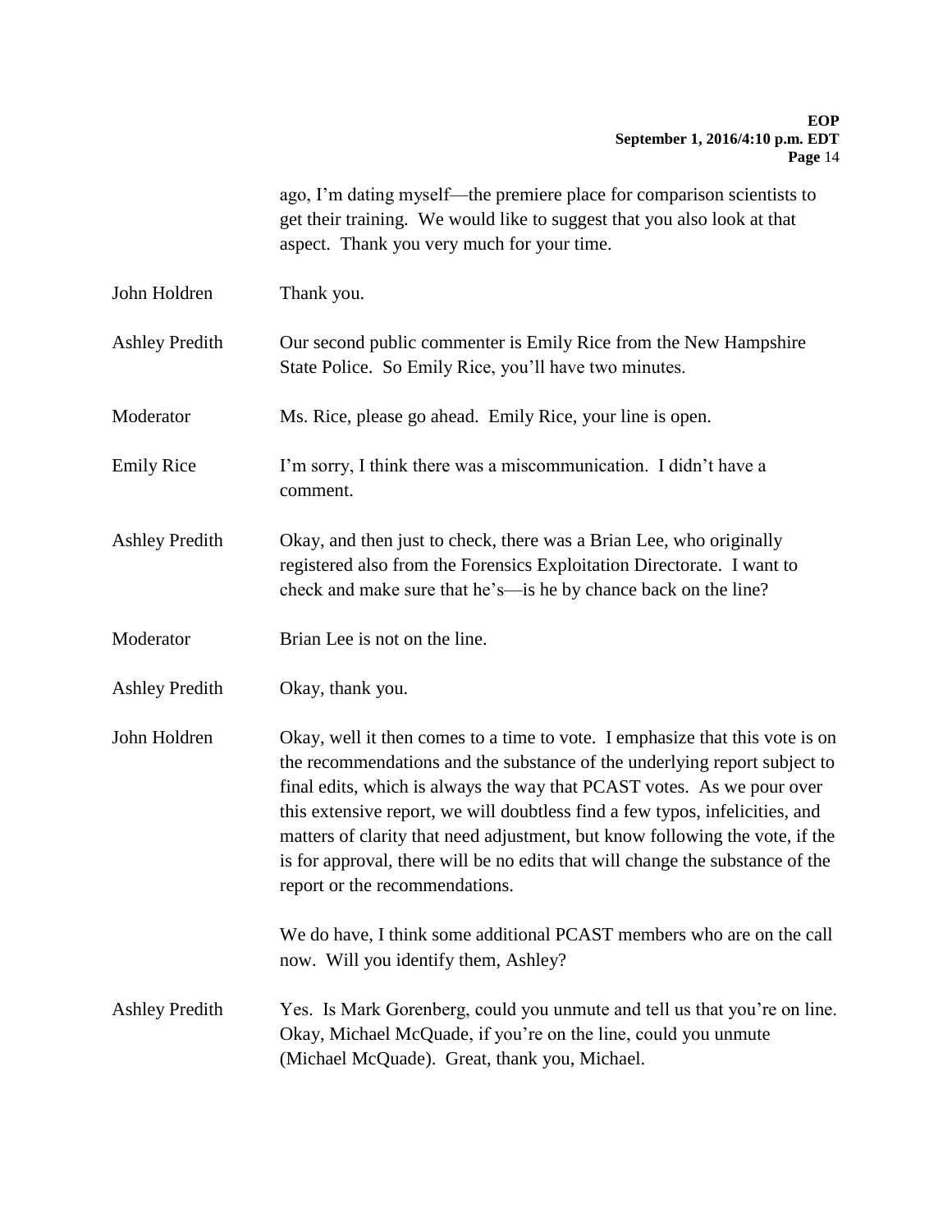ago, I'm dating myself—the premiere place for comparison scientists to get their training. We would like to suggest that you also look at that aspect. Thank you very much for your time.

**John Holdren:** Thank you.

**Ashley Predith:** Our second public commenter is Emily Rice from the New Hampshire State Police. So Emily Rice, you'll have two minutes.

**Moderator:** Ms. Rice, please go ahead. Emily Rice, your line is open.

**Emily Rice:** I'm sorry, I think there was a miscommunication. I didn't have a comment.

**Ashley Predith:** Okay, and then just to check, there was a Brian Lee, who originally registered also from the Forensics Exploitation Directorate. I want to check and make sure that he's—is he by chance back on the line?

**Moderator:** Brian Lee is not on the line.

**Ashley Predith:** Okay, thank you.

**John Holdren:** Okay, well it then comes to a time to vote. I emphasize that this vote is on the recommendations and the substance of the underlying report subject to final edits, which is always the way that PCAST votes. As we pour over this extensive report, we will doubtless find a few typos, infelicities, and matters of clarity that need adjustment, but know following the vote, if the is for approval, there will be no edits that will change the substance of the report or the recommendations.

We do have, I think some additional PCAST members who are on the call now. Will you identify them, Ashley?

**Ashley Predith:** Yes. Is Mark Gorenberg, could you unmute and tell us that you're on line. Okay, Michael McQuade, if you're on the line, could you unmute (Michael McQuade). Great, thank you, Michael.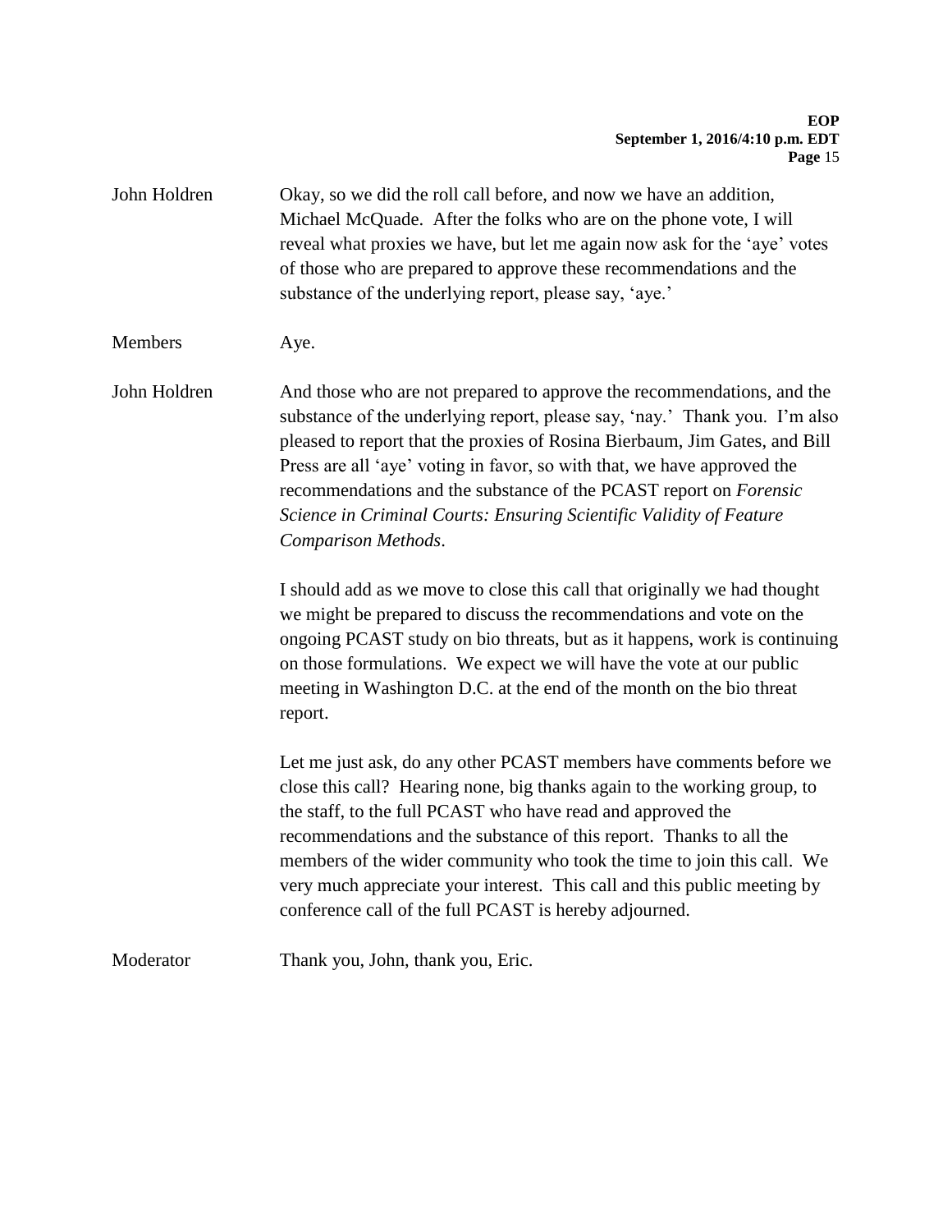John Holdren — Okay, so we did the roll call before, and now we have an addition, Michael McQuade. After the folks who are on the phone vote, I will reveal what proxies we have, but let me again now ask for the 'aye' votes of those who are prepared to approve these recommendations and the substance of the underlying report, please say, 'aye.'

Members — Aye.

John Holdren — And those who are not prepared to approve the recommendations, and the substance of the underlying report, please say, 'nay.' Thank you. I'm also pleased to report that the proxies of Rosina Bierbaum, Jim Gates, and Bill Press are all 'aye' voting in favor, so with that, we have approved the recommendations and the substance of the PCAST report on *Forensic Science in Criminal Courts: Ensuring Scientific Validity of Feature Comparison Methods*.

I should add as we move to close this call that originally we had thought we might be prepared to discuss the recommendations and vote on the ongoing PCAST study on bio threats, but as it happens, work is continuing on those formulations. We expect we will have the vote at our public meeting in Washington D.C. at the end of the month on the bio threat report.

Let me just ask, do any other PCAST members have comments before we close this call? Hearing none, big thanks again to the working group, to the staff, to the full PCAST who have read and approved the recommendations and the substance of this report. Thanks to all the members of the wider community who took the time to join this call. We very much appreciate your interest. This call and this public meeting by conference call of the full PCAST is hereby adjourned.

Moderator — Thank you, John, thank you, Eric.